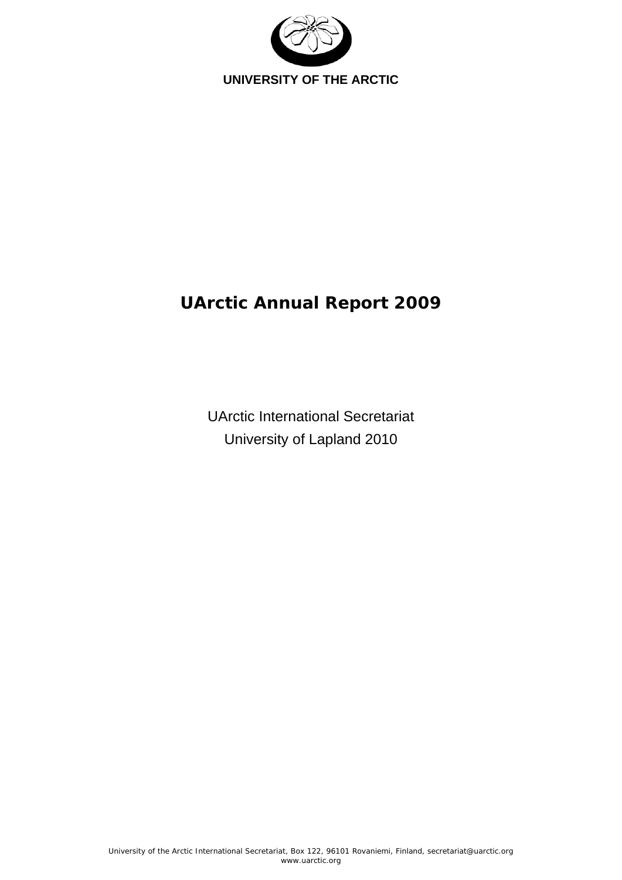UNIVERSITY OF THE ARCTIC

# UArctic Annual Report 2009

UArctic International Secretariat

University of Lapland 2010

University of the Arctic International Secretariat, Box 122, 96101 Rovaniemi, Finland, secretariat@uarctic.org
www.uarctic.org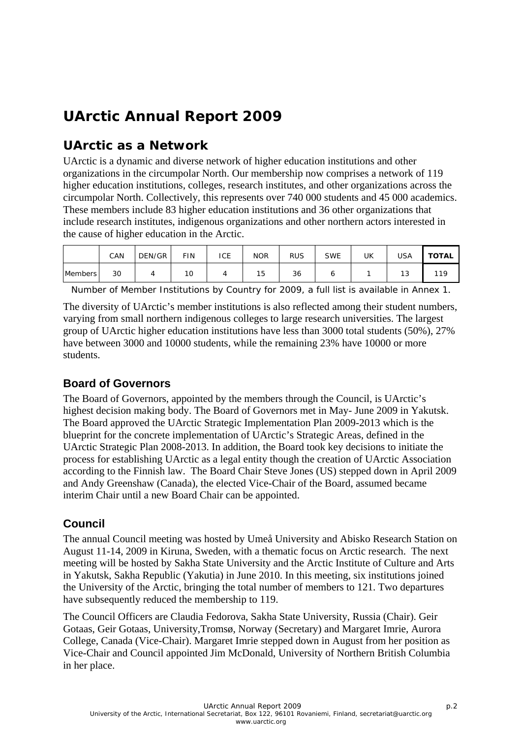# UArctic Annual Report 2009

## UArctic as a Network

UArctic is a dynamic and diverse network of higher education institutions and other organizations in the circumpolar North. Our membership now comprises a network of 119 higher education institutions, colleges, research institutes, and other organizations across the circumpolar North. Collectively, this represents over 740 000 students and 45 000 academics. These members include 83 higher education institutions and 36 other organizations that include research institutes, indigenous organizations and other northern actors interested in the cause of higher education in the Arctic.

| | CAN | DEN/GR | FIN | ICE | NOR | RUS | SWE | UK | USA | **TOTAL** |
|---|---|---|---|---|---|---|---|---|---|---|
| Members | 30 | 4 | 10 | 4 | 15 | 36 | 6 | 1 | 13 | 119 |

Number of Member Institutions by Country for 2009, a full list is available in Annex 1.

The diversity of UArctic's member institutions is also reflected among their student numbers, varying from small northern indigenous colleges to large research universities. The largest group of UArctic higher education institutions have less than 3000 total students (50%), 27% have between 3000 and 10000 students, while the remaining 23% have 10000 or more students.

### Board of Governors

The Board of Governors, appointed by the members through the Council, is UArctic's highest decision making body. The Board of Governors met in May- June 2009 in Yakutsk. The Board approved the UArctic Strategic Implementation Plan 2009-2013 which is the blueprint for the concrete implementation of UArctic's Strategic Areas, defined in the UArctic Strategic Plan 2008-2013. In addition, the Board took key decisions to initiate the process for establishing UArctic as a legal entity though the creation of UArctic Association according to the Finnish law. The Board Chair Steve Jones (US) stepped down in April 2009 and Andy Greenshaw (Canada), the elected Vice-Chair of the Board, assumed became interim Chair until a new Board Chair can be appointed.

### Council

The annual Council meeting was hosted by Umeå University and Abisko Research Station on August 11-14, 2009 in Kiruna, Sweden, with a thematic focus on Arctic research. The next meeting will be hosted by Sakha State University and the Arctic Institute of Culture and Arts in Yakutsk, Sakha Republic (Yakutia) in June 2010. In this meeting, six institutions joined the University of the Arctic, bringing the total number of members to 121. Two departures have subsequently reduced the membership to 119.

The Council Officers are Claudia Fedorova, Sakha State University, Russia (Chair). Geir Gotaas, Geir Gotaas, University,Tromsø, Norway (Secretary) and Margaret Imrie, Aurora College, Canada (Vice-Chair). Margaret Imrie stepped down in August from her position as Vice-Chair and Council appointed Jim McDonald, University of Northern British Columbia in her place.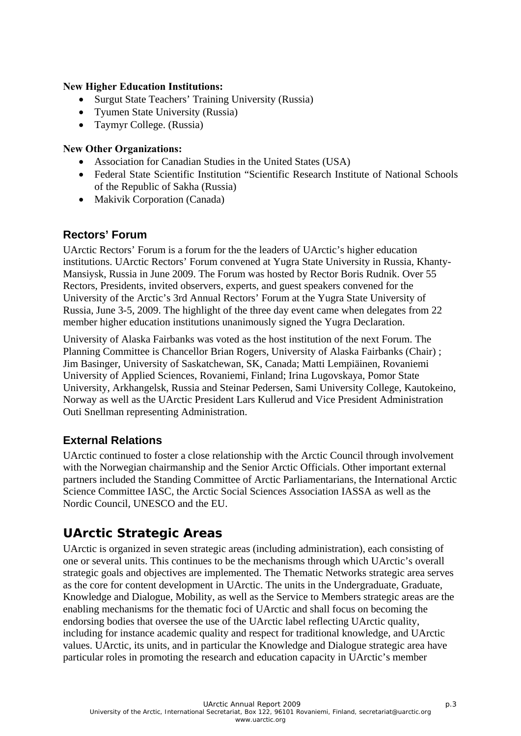**New Higher Education Institutions:**

- Surgut State Teachers' Training University (Russia)
- Tyumen State University (Russia)
- Taymyr College. (Russia)

**New Other Organizations:**

- Association for Canadian Studies in the United States (USA)
- Federal State Scientific Institution "Scientific Research Institute of National Schools of the Republic of Sakha (Russia)
- Makivik Corporation (Canada)

### Rectors' Forum

UArctic Rectors' Forum is a forum for the the leaders of UArctic's higher education institutions. UArctic Rectors' Forum convened at Yugra State University in Russia, Khanty-Mansiysk, Russia in June 2009. The Forum was hosted by Rector Boris Rudnik. Over 55 Rectors, Presidents, invited observers, experts, and guest speakers convened for the University of the Arctic's 3rd Annual Rectors' Forum at the Yugra State University of Russia, June 3-5, 2009. The highlight of the three day event came when delegates from 22 member higher education institutions unanimously signed the Yugra Declaration.

University of Alaska Fairbanks was voted as the host institution of the next Forum. The Planning Committee is Chancellor Brian Rogers, University of Alaska Fairbanks (Chair) ; Jim Basinger, University of Saskatchewan, SK, Canada; Matti Lempiäinen, Rovaniemi University of Applied Sciences, Rovaniemi, Finland; Irina Lugovskaya, Pomor State University, Arkhangelsk, Russia and Steinar Pedersen, Sami University College, Kautokeino, Norway as well as the UArctic President Lars Kullerud and Vice President Administration Outi Snellman representing Administration.

### External Relations

UArctic continued to foster a close relationship with the Arctic Council through involvement with the Norwegian chairmanship and the Senior Arctic Officials. Other important external partners included the Standing Committee of Arctic Parliamentarians, the International Arctic Science Committee IASC, the Arctic Social Sciences Association IASSA as well as the Nordic Council, UNESCO and the EU.

## UArctic Strategic Areas

UArctic is organized in seven strategic areas (including administration), each consisting of one or several units. This continues to be the mechanisms through which UArctic's overall strategic goals and objectives are implemented. The Thematic Networks strategic area serves as the core for content development in UArctic. The units in the Undergraduate, Graduate, Knowledge and Dialogue, Mobility, as well as the Service to Members strategic areas are the enabling mechanisms for the thematic foci of UArctic and shall focus on becoming the endorsing bodies that oversee the use of the UArctic label reflecting UArctic quality, including for instance academic quality and respect for traditional knowledge, and UArctic values. UArctic, its units, and in particular the Knowledge and Dialogue strategic area have particular roles in promoting the research and education capacity in UArctic's member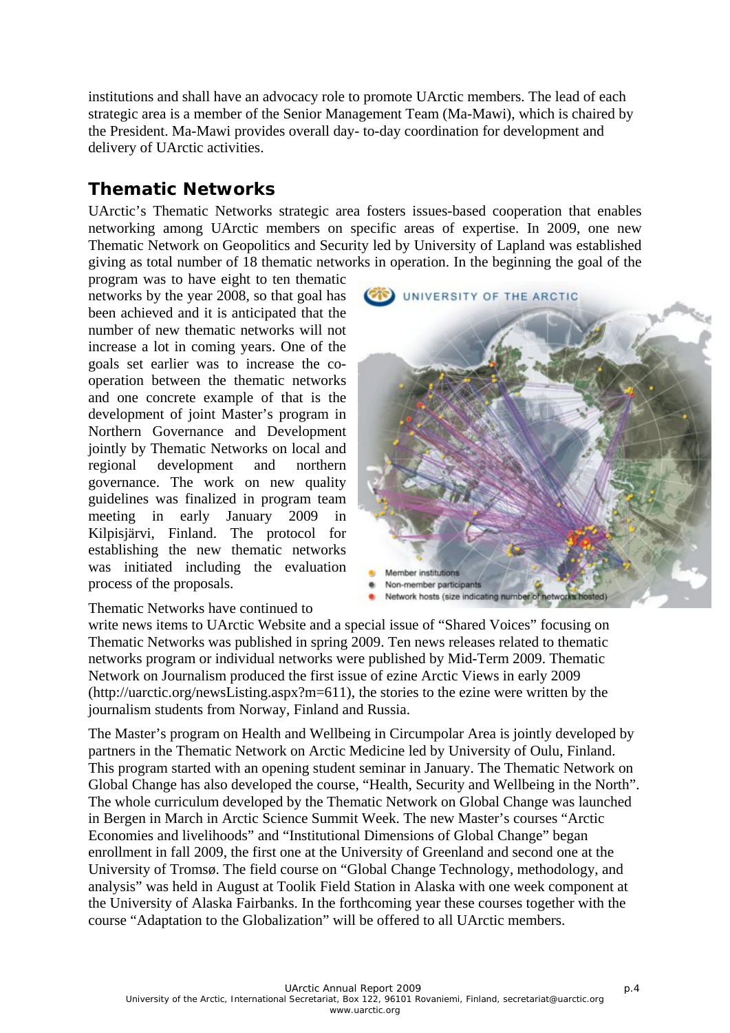institutions and shall have an advocacy role to promote UArctic members. The lead of each strategic area is a member of the Senior Management Team (Ma-Mawi), which is chaired by the President. Ma-Mawi provides overall day- to-day coordination for development and delivery of UArctic activities.

## Thematic Networks

UArctic's Thematic Networks strategic area fosters issues-based cooperation that enables networking among UArctic members on specific areas of expertise. In 2009, one new Thematic Network on Geopolitics and Security led by University of Lapland was established giving as total number of 18 thematic networks in operation. In the beginning the goal of the program was to have eight to ten thematic networks by the year 2008, so that goal has been achieved and it is anticipated that the number of new thematic networks will not increase a lot in coming years. One of the goals set earlier was to increase the co-operation between the thematic networks and one concrete example of that is the development of joint Master's program in Northern Governance and Development jointly by Thematic Networks on local and regional development and northern governance. The work on new quality guidelines was finalized in program team meeting in early January 2009 in Kilpisjärvi, Finland. The protocol for establishing the new thematic networks was initiated including the evaluation process of the proposals.

Thematic Networks have continued to write news items to UArctic Website and a special issue of "Shared Voices" focusing on Thematic Networks was published in spring 2009. Ten news releases related to thematic networks program or individual networks were published by Mid-Term 2009. Thematic Network on Journalism produced the first issue of ezine Arctic Views in early 2009 (http://uarctic.org/newsListing.aspx?m=611), the stories to the ezine were written by the journalism students from Norway, Finland and Russia.

The Master's program on Health and Wellbeing in Circumpolar Area is jointly developed by partners in the Thematic Network on Arctic Medicine led by University of Oulu, Finland. This program started with an opening student seminar in January. The Thematic Network on Global Change has also developed the course, "Health, Security and Wellbeing in the North". The whole curriculum developed by the Thematic Network on Global Change was launched in Bergen in March in Arctic Science Summit Week. The new Master's courses "Arctic Economies and livelihoods" and "Institutional Dimensions of Global Change" began enrollment in fall 2009, the first one at the University of Greenland and second one at the University of Tromsø. The field course on "Global Change Technology, methodology, and analysis" was held in August at Toolik Field Station in Alaska with one week component at the University of Alaska Fairbanks. In the forthcoming year these courses together with the course "Adaptation to the Globalization" will be offered to all UArctic members.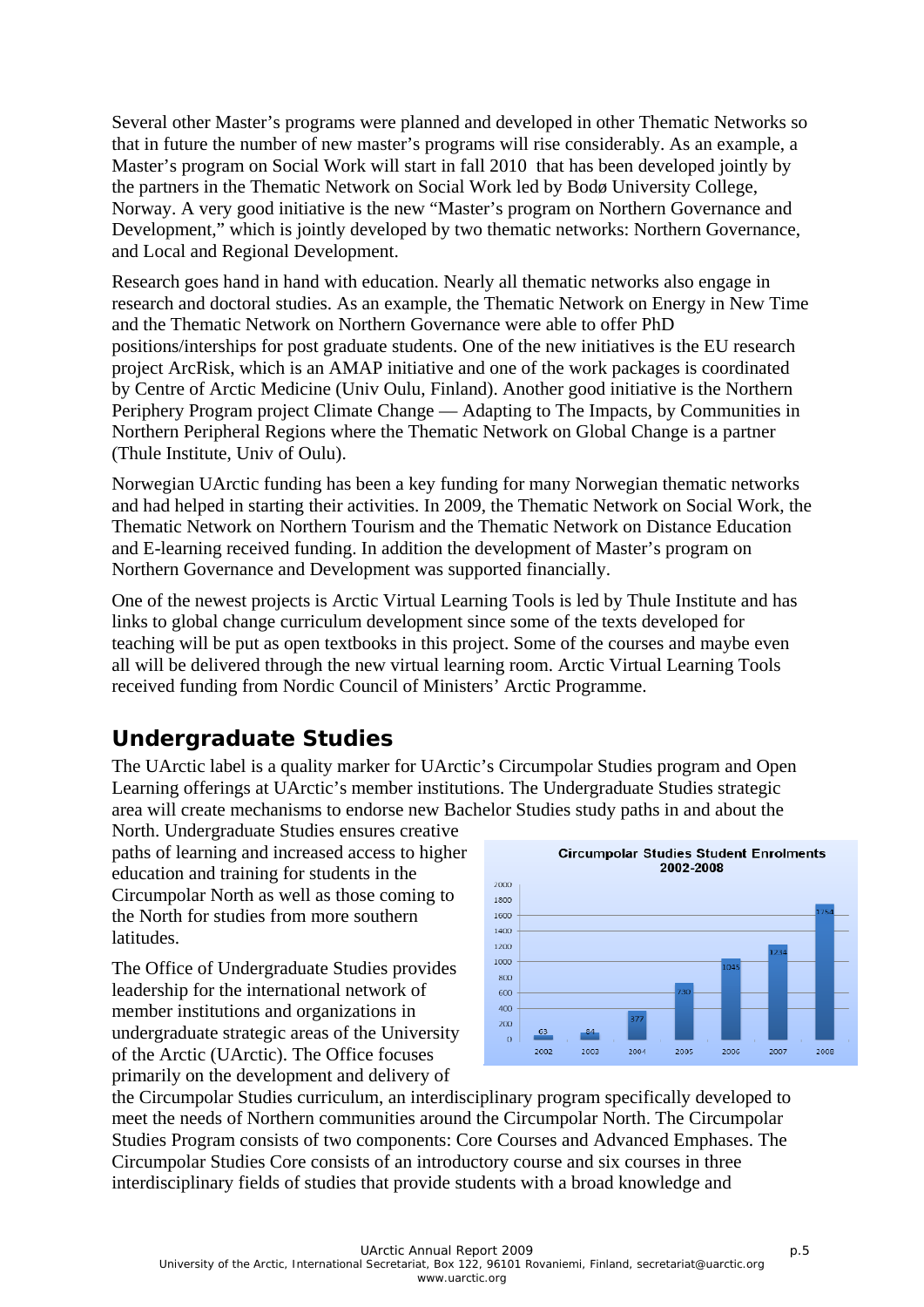Several other Master's programs were planned and developed in other Thematic Networks so that in future the number of new master's programs will rise considerably. As an example, a Master's program on Social Work will start in fall 2010 that has been developed jointly by the partners in the Thematic Network on Social Work led by Bodø University College, Norway. A very good initiative is the new "Master's program on Northern Governance and Development," which is jointly developed by two thematic networks: Northern Governance, and Local and Regional Development.

Research goes hand in hand with education. Nearly all thematic networks also engage in research and doctoral studies. As an example, the Thematic Network on Energy in New Time and the Thematic Network on Northern Governance were able to offer PhD positions/interships for post graduate students. One of the new initiatives is the EU research project ArcRisk, which is an AMAP initiative and one of the work packages is coordinated by Centre of Arctic Medicine (Univ Oulu, Finland). Another good initiative is the Northern Periphery Program project Climate Change — Adapting to The Impacts, by Communities in Northern Peripheral Regions where the Thematic Network on Global Change is a partner (Thule Institute, Univ of Oulu).

Norwegian UArctic funding has been a key funding for many Norwegian thematic networks and had helped in starting their activities. In 2009, the Thematic Network on Social Work, the Thematic Network on Northern Tourism and the Thematic Network on Distance Education and E-learning received funding. In addition the development of Master's program on Northern Governance and Development was supported financially.

One of the newest projects is Arctic Virtual Learning Tools is led by Thule Institute and has links to global change curriculum development since some of the texts developed for teaching will be put as open textbooks in this project. Some of the courses and maybe even all will be delivered through the new virtual learning room. Arctic Virtual Learning Tools received funding from Nordic Council of Ministers' Arctic Programme.

## Undergraduate Studies

The UArctic label is a quality marker for UArctic's Circumpolar Studies program and Open Learning offerings at UArctic's member institutions. The Undergraduate Studies strategic area will create mechanisms to endorse new Bachelor Studies study paths in and about the North. Undergraduate Studies ensures creative paths of learning and increased access to higher education and training for students in the Circumpolar North as well as those coming to the North for studies from more southern latitudes.

**Circumpolar Studies Student Enrolments 2002-2008**

| Year | Enrolments |
|---|---|
| 2002 | 63 |
| 2003 | 84 |
| 2004 | 377 |
| 2005 | 730 |
| 2006 | 1045 |
| 2007 | 1234 |
| 2008 | 1758 |

The Office of Undergraduate Studies provides leadership for the international network of member institutions and organizations in undergraduate strategic areas of the University of the Arctic (UArctic). The Office focuses primarily on the development and delivery of the Circumpolar Studies curriculum, an interdisciplinary program specifically developed to meet the needs of Northern communities around the Circumpolar North. The Circumpolar Studies Program consists of two components: Core Courses and Advanced Emphases. The Circumpolar Studies Core consists of an introductory course and six courses in three interdisciplinary fields of studies that provide students with a broad knowledge and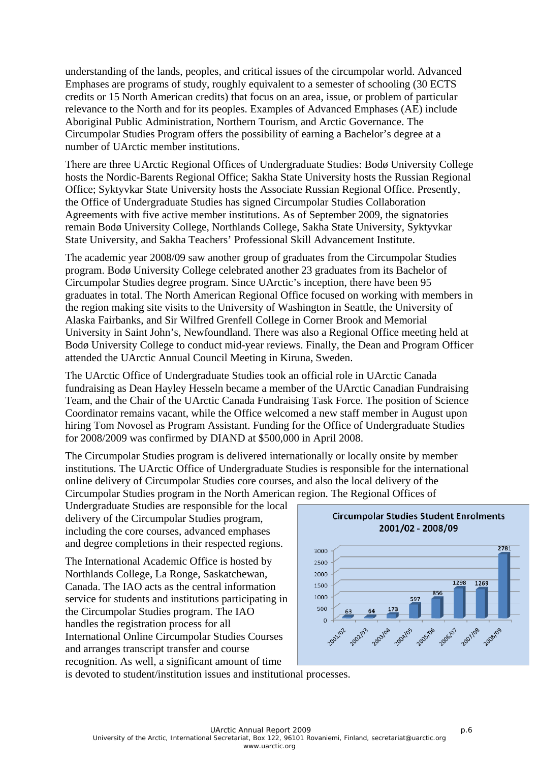understanding of the lands, peoples, and critical issues of the circumpolar world. Advanced Emphases are programs of study, roughly equivalent to a semester of schooling (30 ECTS credits or 15 North American credits) that focus on an area, issue, or problem of particular relevance to the North and for its peoples. Examples of Advanced Emphases (AE) include Aboriginal Public Administration, Northern Tourism, and Arctic Governance. The Circumpolar Studies Program offers the possibility of earning a Bachelor's degree at a number of UArctic member institutions.

There are three UArctic Regional Offices of Undergraduate Studies: Bodø University College hosts the Nordic-Barents Regional Office; Sakha State University hosts the Russian Regional Office; Syktyvkar State University hosts the Associate Russian Regional Office. Presently, the Office of Undergraduate Studies has signed Circumpolar Studies Collaboration Agreements with five active member institutions. As of September 2009, the signatories remain Bodø University College, Northlands College, Sakha State University, Syktyvkar State University, and Sakha Teachers' Professional Skill Advancement Institute.

The academic year 2008/09 saw another group of graduates from the Circumpolar Studies program. Bodø University College celebrated another 23 graduates from its Bachelor of Circumpolar Studies degree program. Since UArctic's inception, there have been 95 graduates in total. The North American Regional Office focused on working with members in the region making site visits to the University of Washington in Seattle, the University of Alaska Fairbanks, and Sir Wilfred Grenfell College in Corner Brook and Memorial University in Saint John's, Newfoundland. There was also a Regional Office meeting held at Bodø University College to conduct mid-year reviews. Finally, the Dean and Program Officer attended the UArctic Annual Council Meeting in Kiruna, Sweden.

The UArctic Office of Undergraduate Studies took an official role in UArctic Canada fundraising as Dean Hayley Hesseln became a member of the UArctic Canadian Fundraising Team, and the Chair of the UArctic Canada Fundraising Task Force. The position of Science Coordinator remains vacant, while the Office welcomed a new staff member in August upon hiring Tom Novosel as Program Assistant. Funding for the Office of Undergraduate Studies for 2008/2009 was confirmed by DIAND at $500,000 in April 2008.

The Circumpolar Studies program is delivered internationally or locally onsite by member institutions. The UArctic Office of Undergraduate Studies is responsible for the international online delivery of Circumpolar Studies core courses, and also the local delivery of the Circumpolar Studies program in the North American region. The Regional Offices of Undergraduate Studies are responsible for the local delivery of the Circumpolar Studies program, including the core courses, advanced emphases and degree completions in their respected regions.

**Circumpolar Studies Student Enrolments 2001/02 - 2008/09**

| Year | Enrolments |
|---|---|
| 2001/02 | 63 |
| 2002/03 | 64 |
| 2003/04 | 173 |
| 2004/05 | 597 |
| 2005/06 | 856 |
| 2006/07 | 1298 |
| 2007/08 | 1269 |
| 2008/09 | 2781 |

The International Academic Office is hosted by Northlands College, La Ronge, Saskatchewan, Canada. The IAO acts as the central information service for students and institutions participating in the Circumpolar Studies program. The IAO handles the registration process for all International Online Circumpolar Studies Courses and arranges transcript transfer and course recognition. As well, a significant amount of time is devoted to student/institution issues and institutional processes.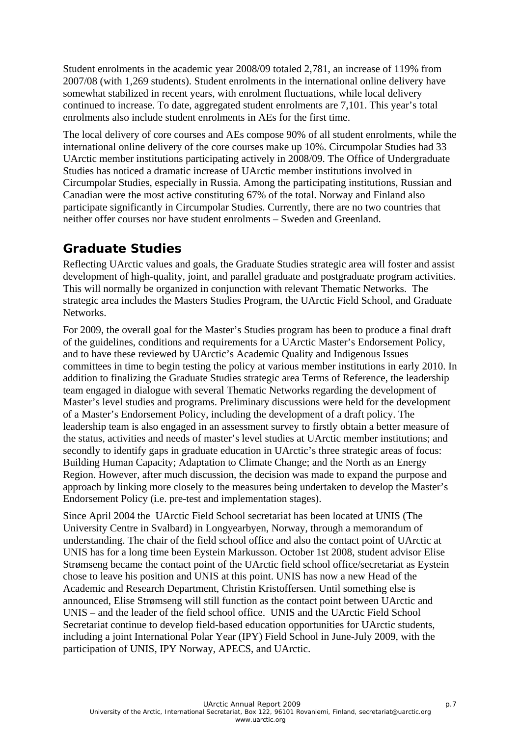Student enrolments in the academic year 2008/09 totaled 2,781, an increase of 119% from 2007/08 (with 1,269 students). Student enrolments in the international online delivery have somewhat stabilized in recent years, with enrolment fluctuations, while local delivery continued to increase. To date, aggregated student enrolments are 7,101. This year's total enrolments also include student enrolments in AEs for the first time.

The local delivery of core courses and AEs compose 90% of all student enrolments, while the international online delivery of the core courses make up 10%. Circumpolar Studies had 33 UArctic member institutions participating actively in 2008/09. The Office of Undergraduate Studies has noticed a dramatic increase of UArctic member institutions involved in Circumpolar Studies, especially in Russia. Among the participating institutions, Russian and Canadian were the most active constituting 67% of the total. Norway and Finland also participate significantly in Circumpolar Studies. Currently, there are no two countries that neither offer courses nor have student enrolments – Sweden and Greenland.

## Graduate Studies

Reflecting UArctic values and goals, the Graduate Studies strategic area will foster and assist development of high-quality, joint, and parallel graduate and postgraduate program activities. This will normally be organized in conjunction with relevant Thematic Networks. The strategic area includes the Masters Studies Program, the UArctic Field School, and Graduate Networks.

For 2009, the overall goal for the Master's Studies program has been to produce a final draft of the guidelines, conditions and requirements for a UArctic Master's Endorsement Policy, and to have these reviewed by UArctic's Academic Quality and Indigenous Issues committees in time to begin testing the policy at various member institutions in early 2010. In addition to finalizing the Graduate Studies strategic area Terms of Reference, the leadership team engaged in dialogue with several Thematic Networks regarding the development of Master's level studies and programs. Preliminary discussions were held for the development of a Master's Endorsement Policy, including the development of a draft policy. The leadership team is also engaged in an assessment survey to firstly obtain a better measure of the status, activities and needs of master's level studies at UArctic member institutions; and secondly to identify gaps in graduate education in UArctic's three strategic areas of focus: Building Human Capacity; Adaptation to Climate Change; and the North as an Energy Region. However, after much discussion, the decision was made to expand the purpose and approach by linking more closely to the measures being undertaken to develop the Master's Endorsement Policy (i.e. pre-test and implementation stages).

Since April 2004 the UArctic Field School secretariat has been located at UNIS (The University Centre in Svalbard) in Longyearbyen, Norway, through a memorandum of understanding. The chair of the field school office and also the contact point of UArctic at UNIS has for a long time been Eystein Markusson. October 1st 2008, student advisor Elise Strømseng became the contact point of the UArctic field school office/secretariat as Eystein chose to leave his position and UNIS at this point. UNIS has now a new Head of the Academic and Research Department, Christin Kristoffersen. Until something else is announced, Elise Strømseng will still function as the contact point between UArctic and UNIS – and the leader of the field school office. UNIS and the UArctic Field School Secretariat continue to develop field-based education opportunities for UArctic students, including a joint International Polar Year (IPY) Field School in June-July 2009, with the participation of UNIS, IPY Norway, APECS, and UArctic.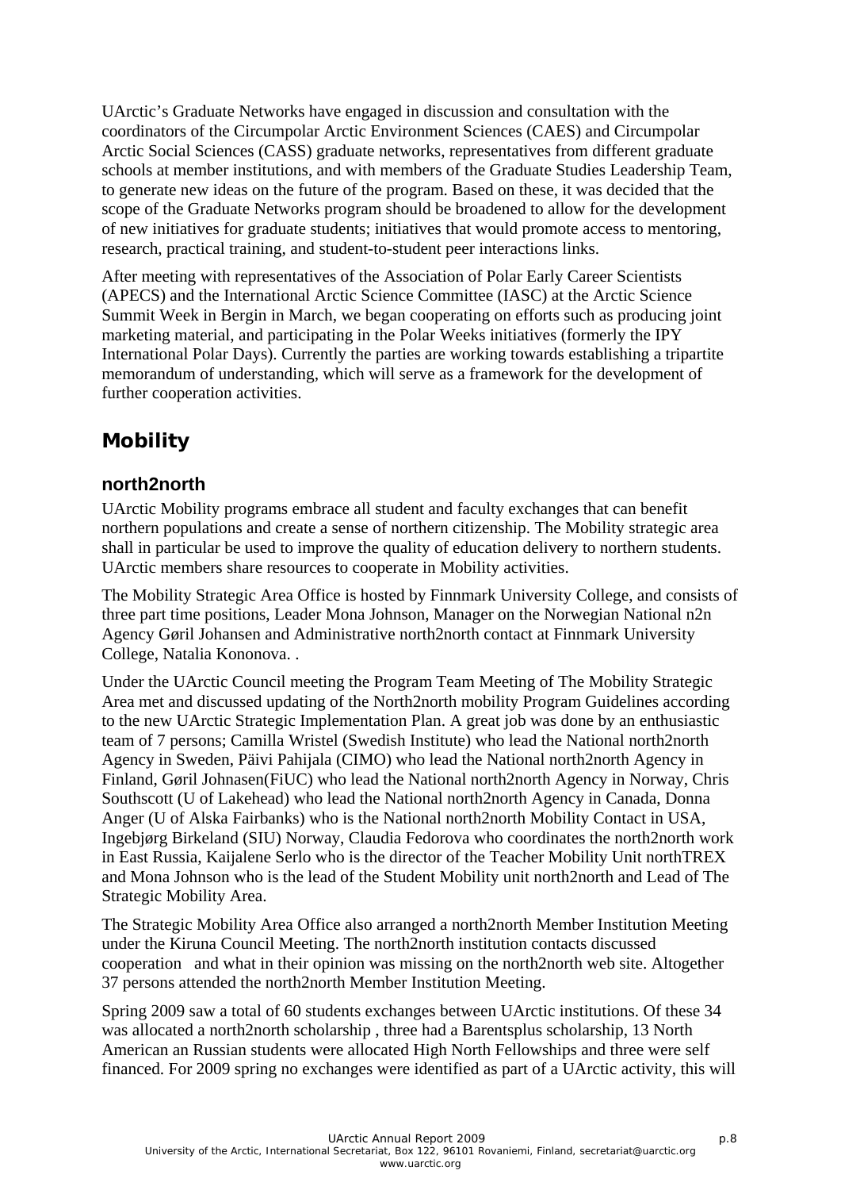UArctic's Graduate Networks have engaged in discussion and consultation with the coordinators of the Circumpolar Arctic Environment Sciences (CAES) and Circumpolar Arctic Social Sciences (CASS) graduate networks, representatives from different graduate schools at member institutions, and with members of the Graduate Studies Leadership Team, to generate new ideas on the future of the program. Based on these, it was decided that the scope of the Graduate Networks program should be broadened to allow for the development of new initiatives for graduate students; initiatives that would promote access to mentoring, research, practical training, and student-to-student peer interactions links.

After meeting with representatives of the Association of Polar Early Career Scientists (APECS) and the International Arctic Science Committee (IASC) at the Arctic Science Summit Week in Bergin in March, we began cooperating on efforts such as producing joint marketing material, and participating in the Polar Weeks initiatives (formerly the IPY International Polar Days). Currently the parties are working towards establishing a tripartite memorandum of understanding, which will serve as a framework for the development of further cooperation activities.

## Mobility

### north2north

UArctic Mobility programs embrace all student and faculty exchanges that can benefit northern populations and create a sense of northern citizenship. The Mobility strategic area shall in particular be used to improve the quality of education delivery to northern students. UArctic members share resources to cooperate in Mobility activities.

The Mobility Strategic Area Office is hosted by Finnmark University College, and consists of three part time positions, Leader Mona Johnson, Manager on the Norwegian National n2n Agency Gøril Johansen and Administrative north2north contact at Finnmark University College, Natalia Kononova. .

Under the UArctic Council meeting the Program Team Meeting of The Mobility Strategic Area met and discussed updating of the North2north mobility Program Guidelines according to the new UArctic Strategic Implementation Plan. A great job was done by an enthusiastic team of 7 persons; Camilla Wristel (Swedish Institute) who lead the National north2north Agency in Sweden, Päivi Pahijala (CIMO) who lead the National north2north Agency in Finland, Gøril Johnasen(FiUC) who lead the National north2north Agency in Norway, Chris Southscott (U of Lakehead) who lead the National north2north Agency in Canada, Donna Anger (U of Alska Fairbanks) who is the National north2north Mobility Contact in USA, Ingebjørg Birkeland (SIU) Norway, Claudia Fedorova who coordinates the north2north work in East Russia, Kaijalene Serlo who is the director of the Teacher Mobility Unit northTREX and Mona Johnson who is the lead of the Student Mobility unit north2north and Lead of The Strategic Mobility Area.

The Strategic Mobility Area Office also arranged a north2north Member Institution Meeting under the Kiruna Council Meeting. The north2north institution contacts discussed cooperation and what in their opinion was missing on the north2north web site. Altogether 37 persons attended the north2north Member Institution Meeting.

Spring 2009 saw a total of 60 students exchanges between UArctic institutions. Of these 34 was allocated a north2north scholarship , three had a Barentsplus scholarship, 13 North American an Russian students were allocated High North Fellowships and three were self financed. For 2009 spring no exchanges were identified as part of a UArctic activity, this will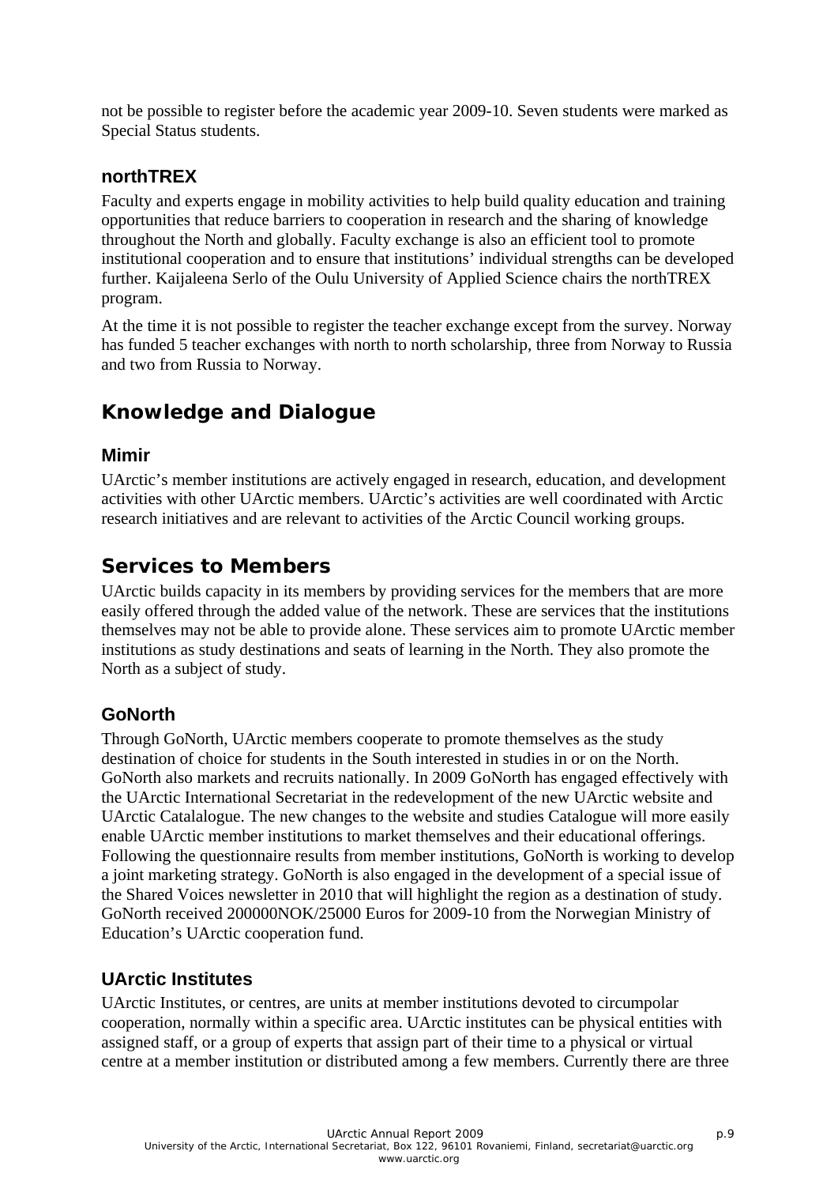not be possible to register before the academic year 2009-10. Seven students were marked as Special Status students.

### northTREX

Faculty and experts engage in mobility activities to help build quality education and training opportunities that reduce barriers to cooperation in research and the sharing of knowledge throughout the North and globally. Faculty exchange is also an efficient tool to promote institutional cooperation and to ensure that institutions' individual strengths can be developed further. Kaijaleena Serlo of the Oulu University of Applied Science chairs the northTREX program.

At the time it is not possible to register the teacher exchange except from the survey. Norway has funded 5 teacher exchanges with north to north scholarship, three from Norway to Russia and two from Russia to Norway.

## Knowledge and Dialogue

### Mimir

UArctic's member institutions are actively engaged in research, education, and development activities with other UArctic members. UArctic's activities are well coordinated with Arctic research initiatives and are relevant to activities of the Arctic Council working groups.

## Services to Members

UArctic builds capacity in its members by providing services for the members that are more easily offered through the added value of the network. These are services that the institutions themselves may not be able to provide alone. These services aim to promote UArctic member institutions as study destinations and seats of learning in the North. They also promote the North as a subject of study.

### GoNorth

Through GoNorth, UArctic members cooperate to promote themselves as the study destination of choice for students in the South interested in studies in or on the North. GoNorth also markets and recruits nationally. In 2009 GoNorth has engaged effectively with the UArctic International Secretariat in the redevelopment of the new UArctic website and UArctic Catalalogue. The new changes to the website and studies Catalogue will more easily enable UArctic member institutions to market themselves and their educational offerings. Following the questionnaire results from member institutions, GoNorth is working to develop a joint marketing strategy. GoNorth is also engaged in the development of a special issue of the Shared Voices newsletter in 2010 that will highlight the region as a destination of study. GoNorth received 200000NOK/25000 Euros for 2009-10 from the Norwegian Ministry of Education's UArctic cooperation fund.

### UArctic Institutes

UArctic Institutes, or centres, are units at member institutions devoted to circumpolar cooperation, normally within a specific area. UArctic institutes can be physical entities with assigned staff, or a group of experts that assign part of their time to a physical or virtual centre at a member institution or distributed among a few members. Currently there are three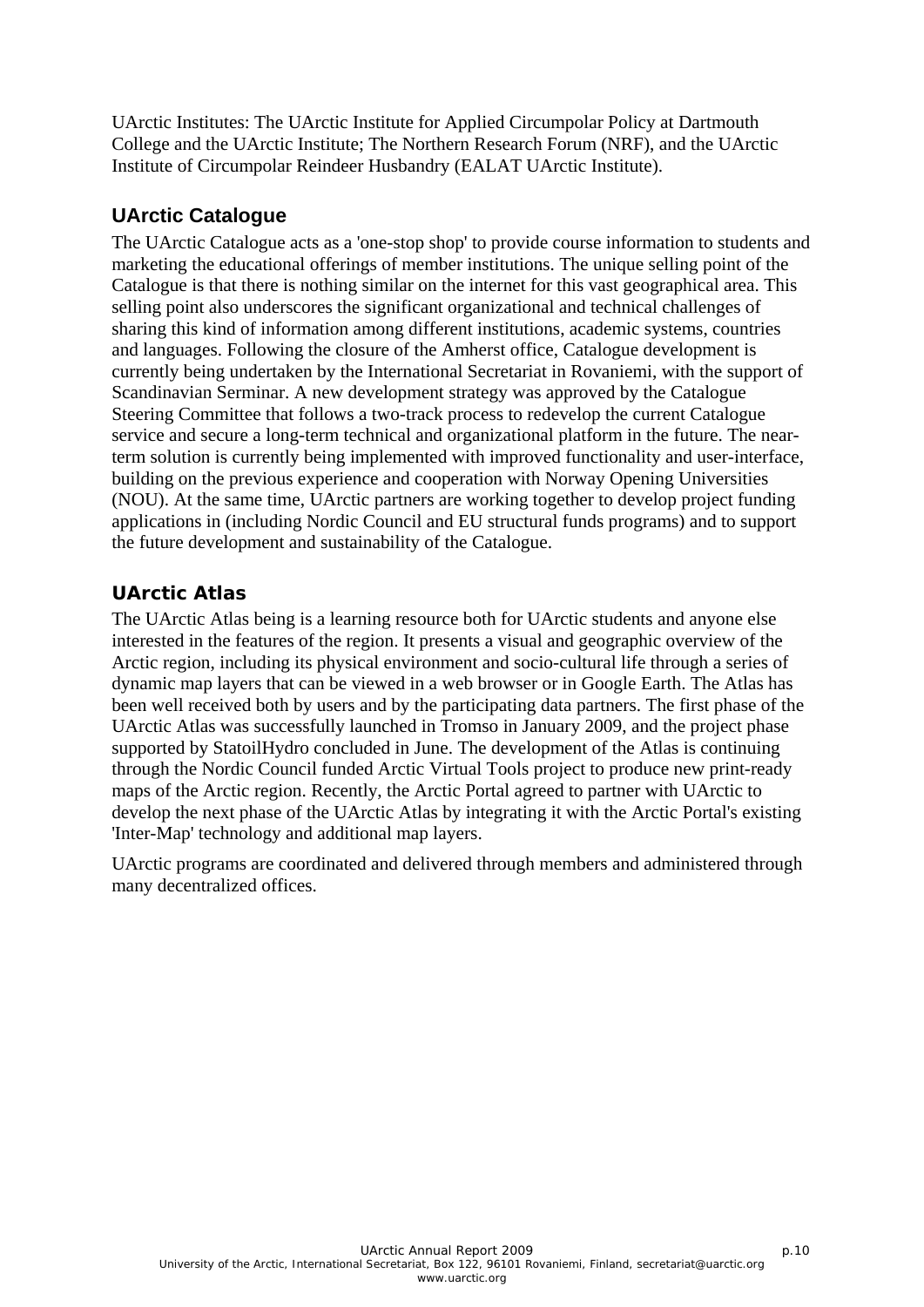UArctic Institutes: The UArctic Institute for Applied Circumpolar Policy at Dartmouth College and the UArctic Institute; The Northern Research Forum (NRF), and the UArctic Institute of Circumpolar Reindeer Husbandry (EALAT UArctic Institute).

## UArctic Catalogue

The UArctic Catalogue acts as a 'one-stop shop' to provide course information to students and marketing the educational offerings of member institutions. The unique selling point of the Catalogue is that there is nothing similar on the internet for this vast geographical area. This selling point also underscores the significant organizational and technical challenges of sharing this kind of information among different institutions, academic systems, countries and languages. Following the closure of the Amherst office, Catalogue development is currently being undertaken by the International Secretariat in Rovaniemi, with the support of Scandinavian Serminar. A new development strategy was approved by the Catalogue Steering Committee that follows a two-track process to redevelop the current Catalogue service and secure a long-term technical and organizational platform in the future. The near-term solution is currently being implemented with improved functionality and user-interface, building on the previous experience and cooperation with Norway Opening Universities (NOU). At the same time, UArctic partners are working together to develop project funding applications in (including Nordic Council and EU structural funds programs) and to support the future development and sustainability of the Catalogue.

## UArctic Atlas

The UArctic Atlas being is a learning resource both for UArctic students and anyone else interested in the features of the region. It presents a visual and geographic overview of the Arctic region, including its physical environment and socio-cultural life through a series of dynamic map layers that can be viewed in a web browser or in Google Earth. The Atlas has been well received both by users and by the participating data partners. The first phase of the UArctic Atlas was successfully launched in Tromso in January 2009, and the project phase supported by StatoilHydro concluded in June. The development of the Atlas is continuing through the Nordic Council funded Arctic Virtual Tools project to produce new print-ready maps of the Arctic region. Recently, the Arctic Portal agreed to partner with UArctic to develop the next phase of the UArctic Atlas by integrating it with the Arctic Portal's existing 'Inter-Map' technology and additional map layers.

UArctic programs are coordinated and delivered through members and administered through many decentralized offices.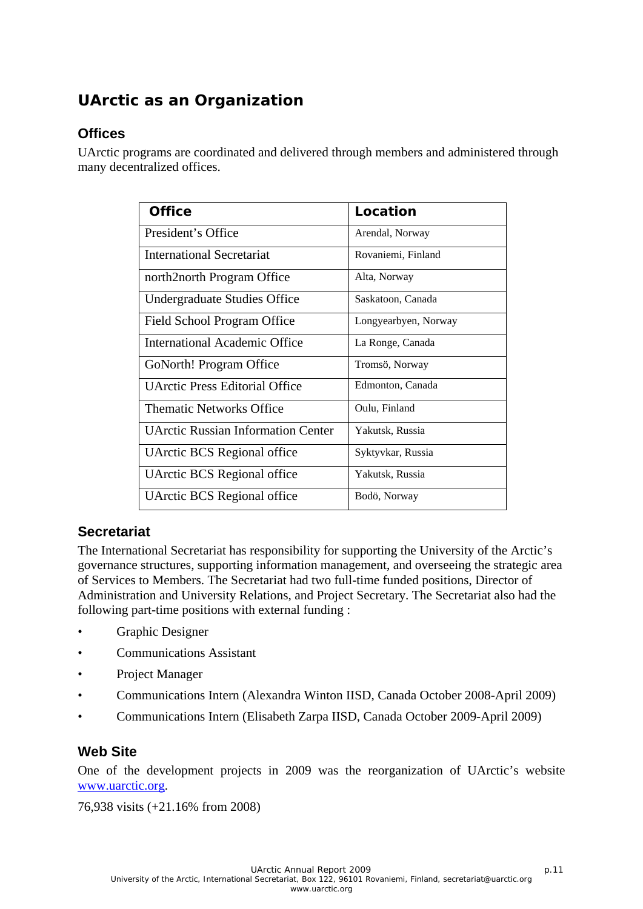# UArctic as an Organization

## Offices

UArctic programs are coordinated and delivered through members and administered through many decentralized offices.

| Office | Location |
|---|---|
| President's Office | Arendal, Norway |
| International Secretariat | Rovaniemi, Finland |
| north2north Program Office | Alta, Norway |
| Undergraduate Studies Office | Saskatoon, Canada |
| Field School Program Office | Longyearbyen, Norway |
| International Academic Office | La Ronge, Canada |
| GoNorth! Program Office | Tromsö, Norway |
| UArctic Press Editorial Office | Edmonton, Canada |
| Thematic Networks Office | Oulu, Finland |
| UArctic Russian Information Center | Yakutsk, Russia |
| UArctic BCS Regional office | Syktyvkar, Russia |
| UArctic BCS Regional office | Yakutsk, Russia |
| UArctic BCS Regional office | Bodö, Norway |

## Secretariat

The International Secretariat has responsibility for supporting the University of the Arctic's governance structures, supporting information management, and overseeing the strategic area of Services to Members. The Secretariat had two full-time funded positions, Director of Administration and University Relations, and Project Secretary. The Secretariat also had the following part-time positions with external funding :

- Graphic Designer
- Communications Assistant
- Project Manager
- Communications Intern (Alexandra Winton IISD, Canada October 2008-April 2009)
- Communications Intern (Elisabeth Zarpa IISD, Canada October 2009-April 2009)

## Web Site

One of the development projects in 2009 was the reorganization of UArctic's website www.uarctic.org.

76,938 visits (+21.16% from 2008)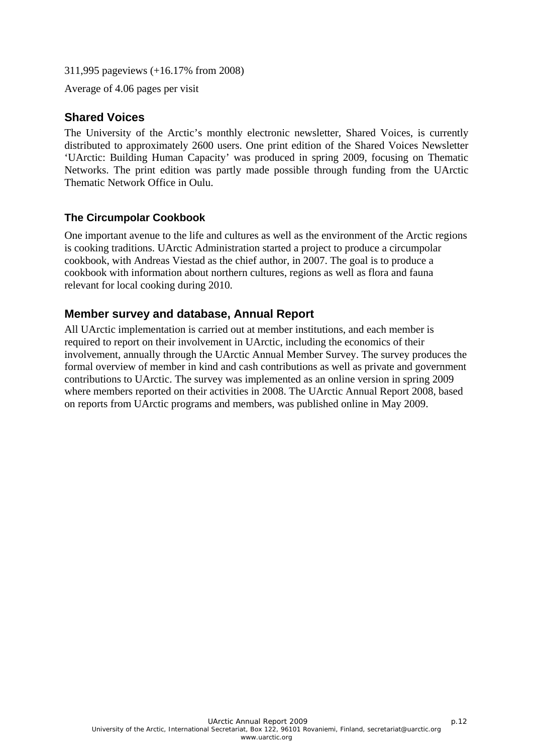311,995 pageviews (+16.17% from 2008)

Average of 4.06 pages per visit

## Shared Voices

The University of the Arctic's monthly electronic newsletter, Shared Voices, is currently distributed to approximately 2600 users. One print edition of the Shared Voices Newsletter 'UArctic: Building Human Capacity' was produced in spring 2009, focusing on Thematic Networks. The print edition was partly made possible through funding from the UArctic Thematic Network Office in Oulu.

### The Circumpolar Cookbook

One important avenue to the life and cultures as well as the environment of the Arctic regions is cooking traditions. UArctic Administration started a project to produce a circumpolar cookbook, with Andreas Viestad as the chief author, in 2007. The goal is to produce a cookbook with information about northern cultures, regions as well as flora and fauna relevant for local cooking during 2010.

## Member survey and database, Annual Report

All UArctic implementation is carried out at member institutions, and each member is required to report on their involvement in UArctic, including the economics of their involvement, annually through the UArctic Annual Member Survey. The survey produces the formal overview of member in kind and cash contributions as well as private and government contributions to UArctic. The survey was implemented as an online version in spring 2009 where members reported on their activities in 2008. The UArctic Annual Report 2008, based on reports from UArctic programs and members, was published online in May 2009.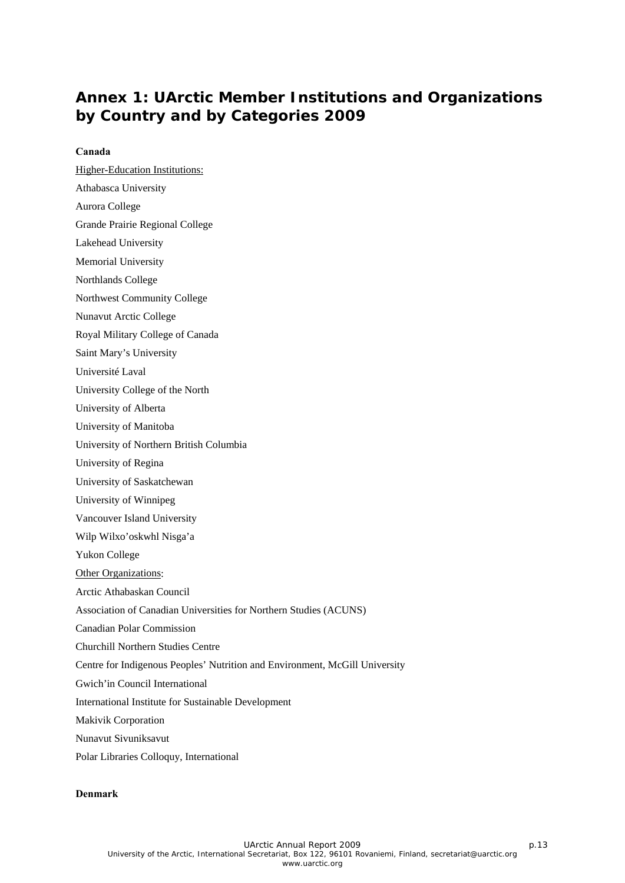# Annex 1: UArctic Member Institutions and Organizations by Country and by Categories 2009

**Canada**

Higher-Education Institutions:

Athabasca University

Aurora College

Grande Prairie Regional College

Lakehead University

Memorial University

Northlands College

Northwest Community College

Nunavut Arctic College

Royal Military College of Canada

Saint Mary's University

Université Laval

University College of the North

University of Alberta

University of Manitoba

University of Northern British Columbia

University of Regina

University of Saskatchewan

University of Winnipeg

Vancouver Island University

Wilp Wilxo'oskwhl Nisga'a

Yukon College

Other Organizations:

Arctic Athabaskan Council

Association of Canadian Universities for Northern Studies (ACUNS)

Canadian Polar Commission

Churchill Northern Studies Centre

Centre for Indigenous Peoples' Nutrition and Environment, McGill University

Gwich'in Council International

International Institute for Sustainable Development

Makivik Corporation

Nunavut Sivuniksavut

Polar Libraries Colloquy, International

**Denmark**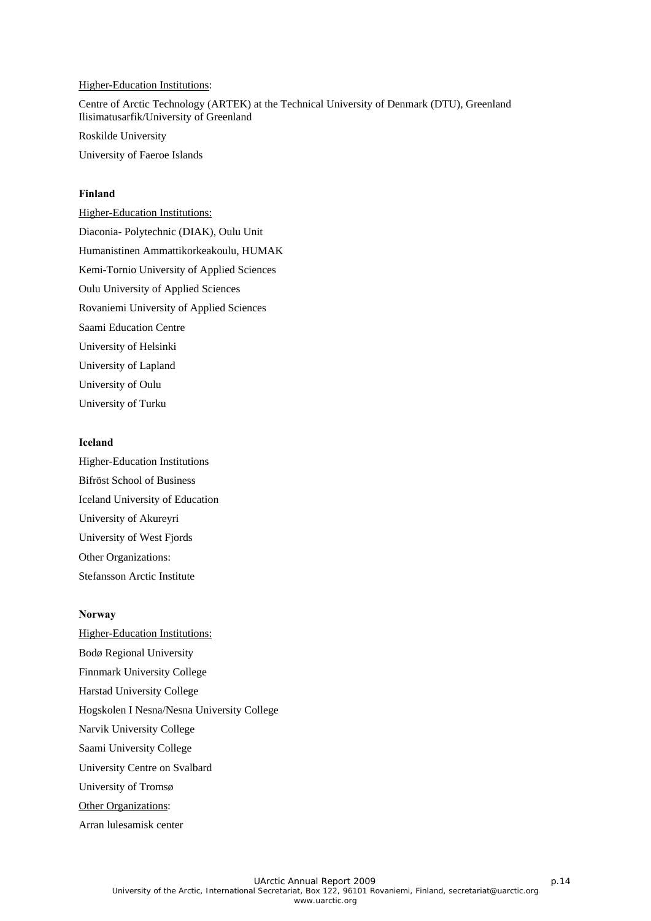Higher-Education Institutions:

Centre of Arctic Technology (ARTEK) at the Technical University of Denmark (DTU), Greenland
Ilisimatusarfik/University of Greenland

Roskilde University

University of Faeroe Islands

**Finland**

Higher-Education Institutions:

Diaconia- Polytechnic (DIAK), Oulu Unit

Humanistinen Ammattikorkeakoulu, HUMAK

Kemi-Tornio University of Applied Sciences

Oulu University of Applied Sciences

Rovaniemi University of Applied Sciences

Saami Education Centre

University of Helsinki

University of Lapland

University of Oulu

University of Turku

**Iceland**

Higher-Education Institutions

Bifröst School of Business

Iceland University of Education

University of Akureyri

University of West Fjords

Other Organizations:

Stefansson Arctic Institute

**Norway**

Higher-Education Institutions:

Bodø Regional University

Finnmark University College

Harstad University College

Hogskolen I Nesna/Nesna University College

Narvik University College

Saami University College

University Centre on Svalbard

University of Tromsø

Other Organizations:

Arran lulesamisk center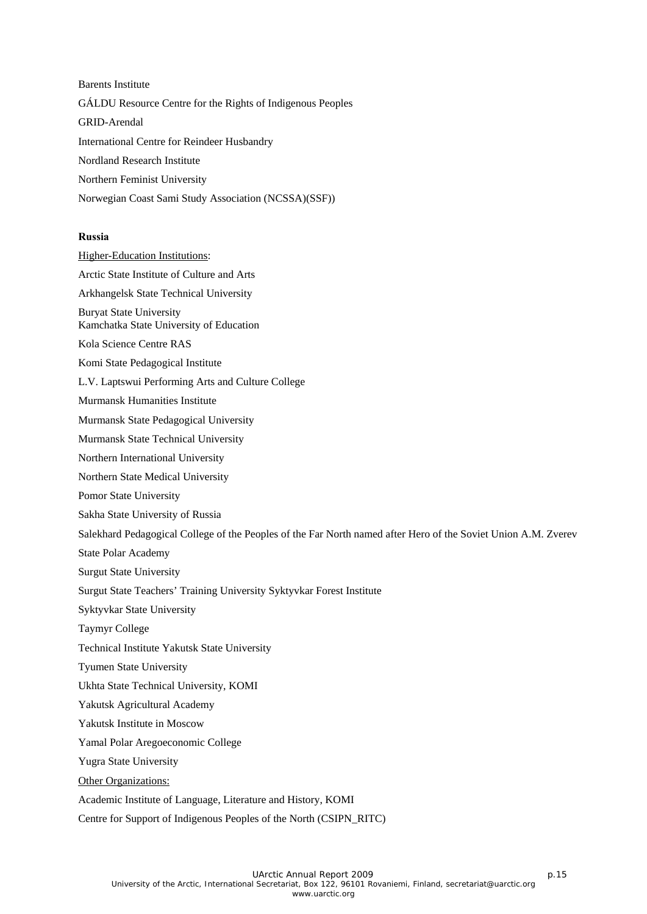Barents Institute

GÁLDU Resource Centre for the Rights of Indigenous Peoples

GRID-Arendal

International Centre for Reindeer Husbandry

Nordland Research Institute

Northern Feminist University

Norwegian Coast Sami Study Association (NCSSA)(SSF))

**Russia**

Higher-Education Institutions:

Arctic State Institute of Culture and Arts

Arkhangelsk State Technical University

Buryat State University
Kamchatka State University of Education

Kola Science Centre RAS

Komi State Pedagogical Institute

L.V. Laptswui Performing Arts and Culture College

Murmansk Humanities Institute

Murmansk State Pedagogical University

Murmansk State Technical University

Northern International University

Northern State Medical University

Pomor State University

Sakha State University of Russia

Salekhard Pedagogical College of the Peoples of the Far North named after Hero of the Soviet Union A.M. Zverev

State Polar Academy

Surgut State University

Surgut State Teachers' Training University Syktyvkar Forest Institute

Syktyvkar State University

Taymyr College

Technical Institute Yakutsk State University

Tyumen State University

Ukhta State Technical University, KOMI

Yakutsk Agricultural Academy

Yakutsk Institute in Moscow

Yamal Polar Aregoeconomic College

Yugra State University

Other Organizations:

Academic Institute of Language, Literature and History, KOMI

Centre for Support of Indigenous Peoples of the North (CSIPN_RITC)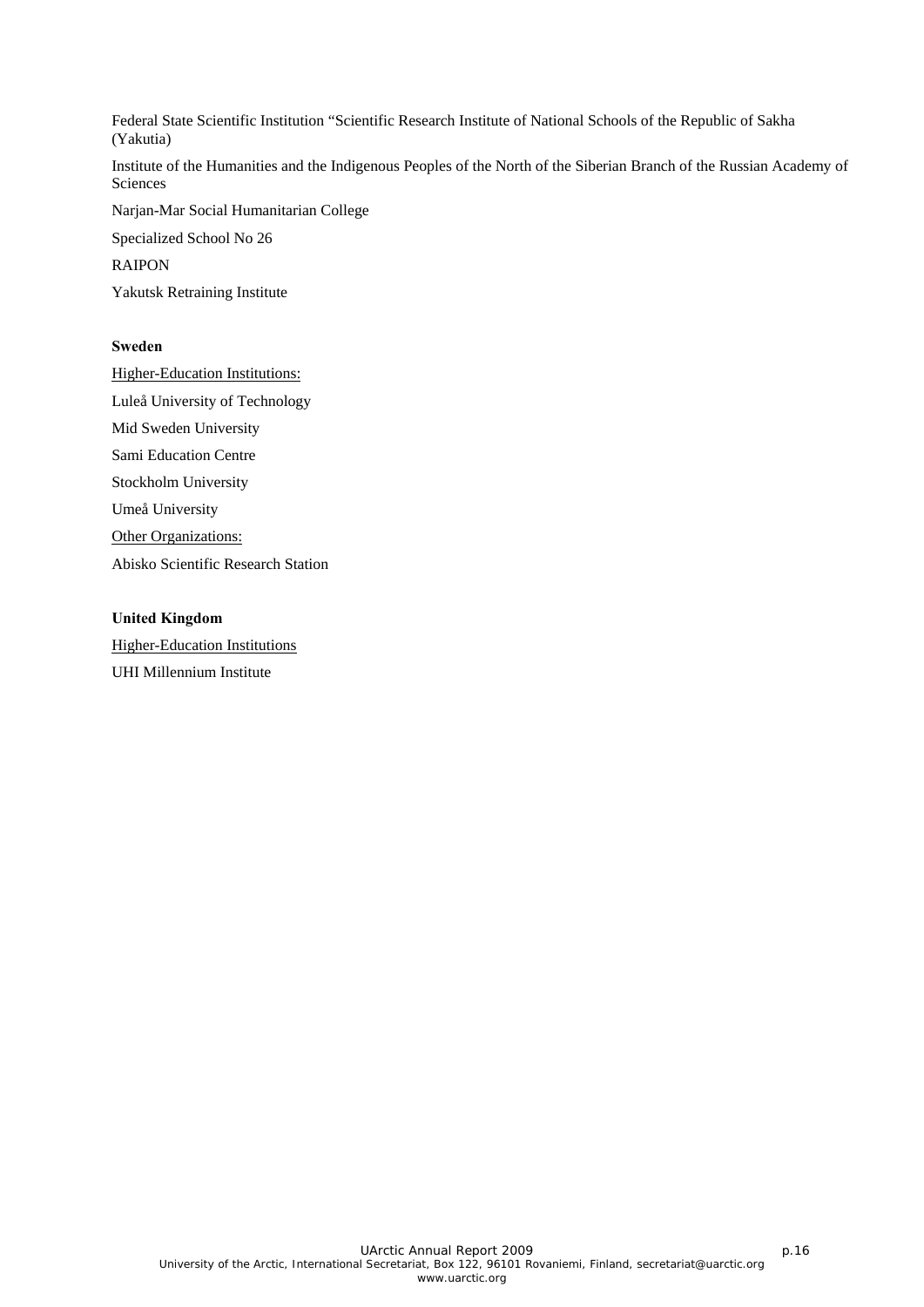Federal State Scientific Institution “Scientific Research Institute of National Schools of the Republic of Sakha (Yakutia)

Institute of the Humanities and the Indigenous Peoples of the North of the Siberian Branch of the Russian Academy of Sciences

Narjan-Mar Social Humanitarian College

Specialized School No 26

RAIPON

Yakutsk Retraining Institute

**Sweden**

<u>Higher-Education Institutions:</u>

Luleå University of Technology

Mid Sweden University

Sami Education Centre

Stockholm University

Umeå University

<u>Other Organizations:</u>

Abisko Scientific Research Station

**United Kingdom**

<u>Higher-Education Institutions</u>

UHI Millennium Institute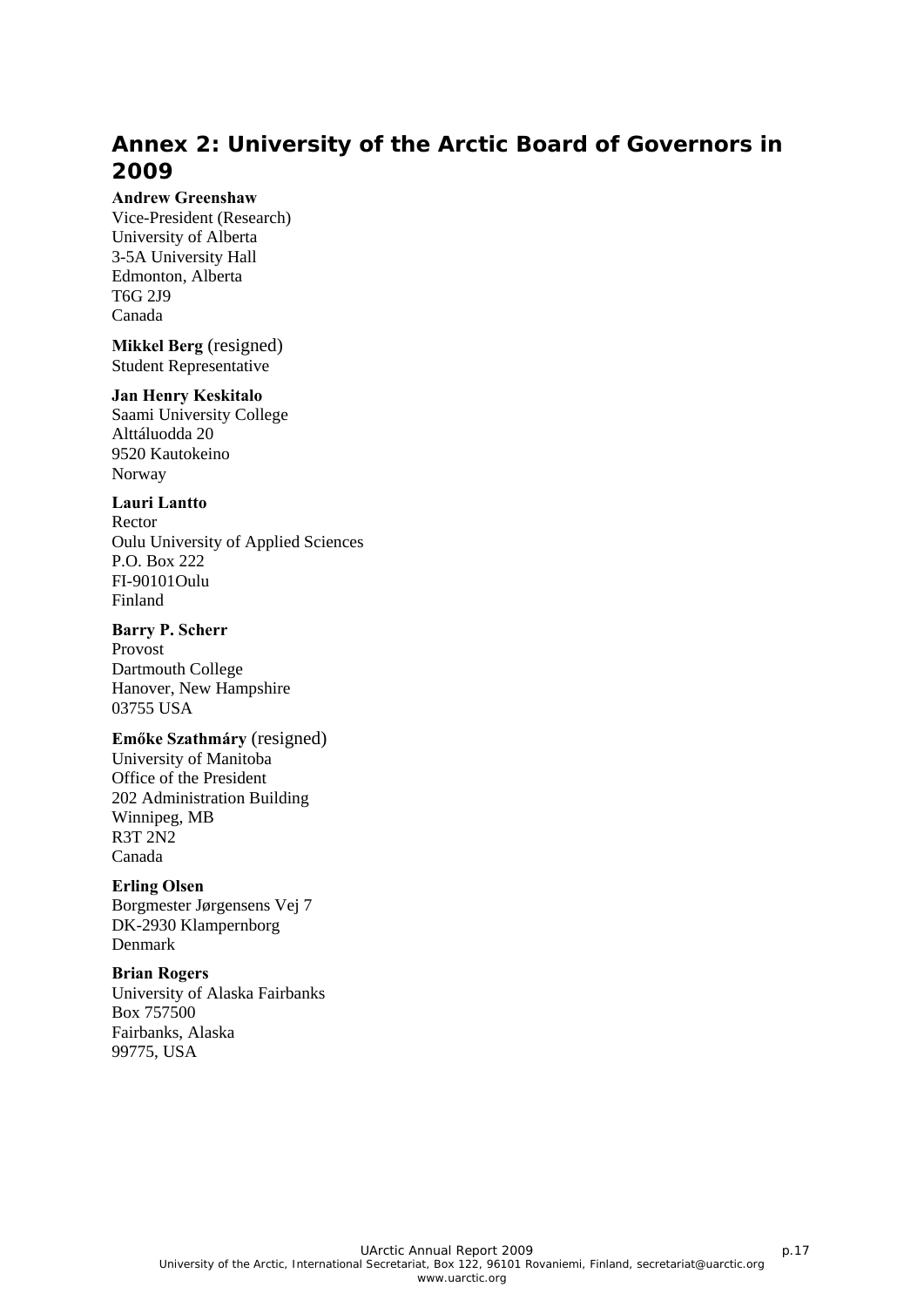## Annex 2: University of the Arctic Board of Governors in 2009

**Andrew Greenshaw**
Vice-President (Research)
University of Alberta
3-5A University Hall
Edmonton, Alberta
T6G 2J9
Canada

**Mikkel Berg** (resigned)
Student Representative

**Jan Henry Keskitalo**
Saami University College
Alttáluodda 20
9520 Kautokeino
Norway

**Lauri Lantto**
Rector
Oulu University of Applied Sciences
P.O. Box 222
FI-90101Oulu
Finland

**Barry P. Scherr**
Provost
Dartmouth College
Hanover, New Hampshire
03755 USA

**Emőke Szathmáry** (resigned)
University of Manitoba
Office of the President
202 Administration Building
Winnipeg, MB
R3T 2N2
Canada

**Erling Olsen**
Borgmester Jørgensens Vej 7
DK-2930 Klampernborg
Denmark

**Brian Rogers**
University of Alaska Fairbanks
Box 757500
Fairbanks, Alaska
99775, USA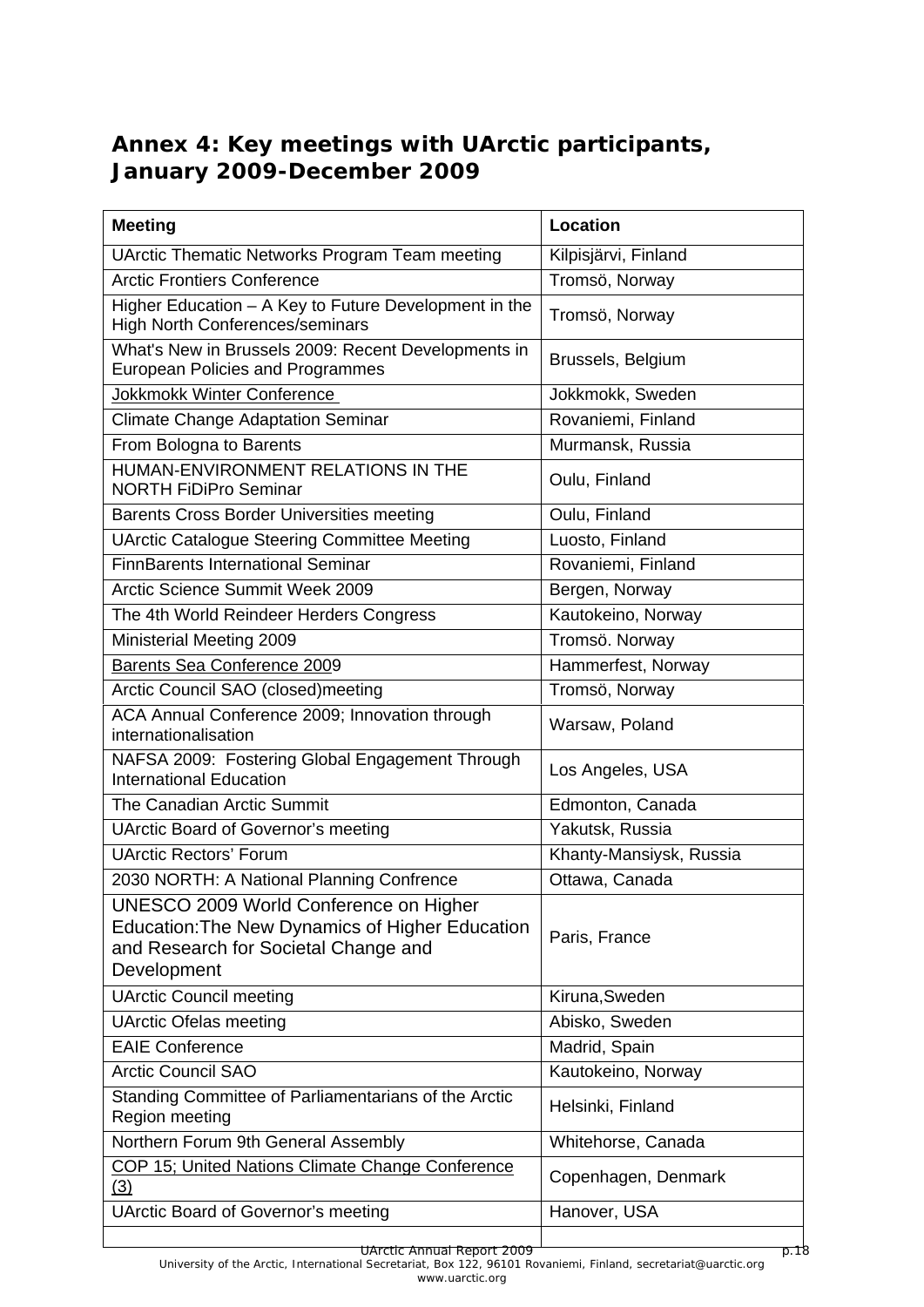## Annex 4: Key meetings with UArctic participants, January 2009-December 2009

| Meeting | Location |
|---|---|
| UArctic Thematic Networks Program Team meeting | Kilpisjärvi, Finland |
| Arctic Frontiers Conference | Tromsö, Norway |
| Higher Education – A Key to Future Development in the High North Conferences/seminars | Tromsö, Norway |
| What's New in Brussels 2009: Recent Developments in European Policies and Programmes | Brussels, Belgium |
| Jokkmokk Winter Conference | Jokkmokk, Sweden |
| Climate Change Adaptation Seminar | Rovaniemi, Finland |
| From Bologna to Barents | Murmansk, Russia |
| HUMAN-ENVIRONMENT RELATIONS IN THE NORTH FiDiPro Seminar | Oulu, Finland |
| Barents Cross Border Universities meeting | Oulu, Finland |
| UArctic Catalogue Steering Committee Meeting | Luosto, Finland |
| FinnBarents International Seminar | Rovaniemi, Finland |
| Arctic Science Summit Week 2009 | Bergen, Norway |
| The 4th World Reindeer Herders Congress | Kautokeino, Norway |
| Ministerial Meeting 2009 | Tromsö. Norway |
| Barents Sea Conference 2009 | Hammerfest, Norway |
| Arctic Council SAO (closed)meeting | Tromsö, Norway |
| ACA Annual Conference 2009; Innovation through internationalisation | Warsaw, Poland |
| NAFSA 2009: Fostering Global Engagement Through International Education | Los Angeles, USA |
| The Canadian Arctic Summit | Edmonton, Canada |
| UArctic Board of Governor's meeting | Yakutsk, Russia |
| UArctic Rectors' Forum | Khanty-Mansiysk, Russia |
| 2030 NORTH: A National Planning Confrence | Ottawa, Canada |
| UNESCO 2009 World Conference on Higher Education:The New Dynamics of Higher Education and Research for Societal Change and Development | Paris, France |
| UArctic Council meeting | Kiruna,Sweden |
| UArctic Ofelas meeting | Abisko, Sweden |
| EAIE Conference | Madrid, Spain |
| Arctic Council SAO | Kautokeino, Norway |
| Standing Committee of Parliamentarians of the Arctic Region meeting | Helsinki, Finland |
| Northern Forum 9th General Assembly | Whitehorse, Canada |
| COP 15; United Nations Climate Change Conference (3) | Copenhagen, Denmark |
| UArctic Board of Governor's meeting | Hanover, USA |
| | |

University of the Arctic, International Secretariat, Box 122, 96101 Rovaniemi, Finland, secretariat@uarctic.org
www.uarctic.org